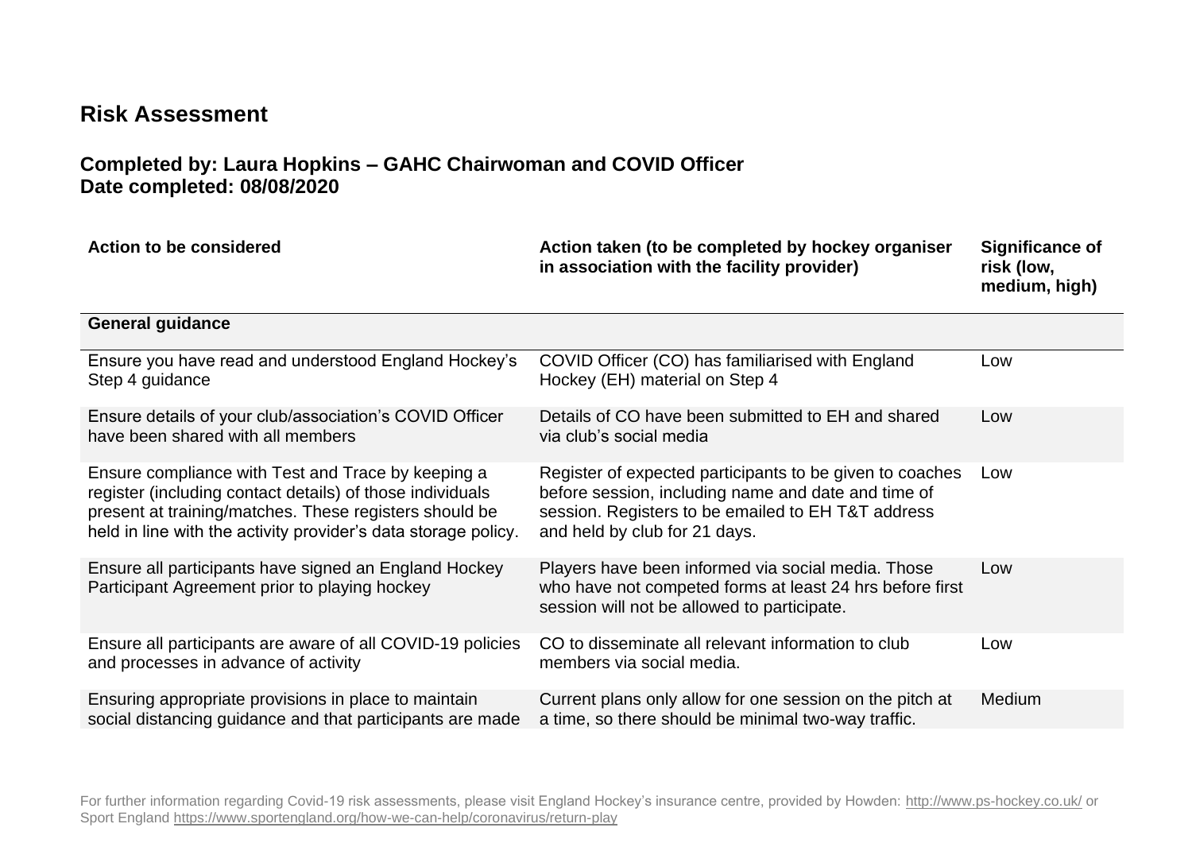# Risk Assessment

## Completed by: Laura Hopkins – GAHC Chairwoman and COVID Officer
## Date completed: 08/08/2020

| Action to be considered | Action taken (to be completed by hockey organiser in association with the facility provider) | Significance of risk (low, medium, high) |
|---|---|---|
| **General guidance** | | |
| Ensure you have read and understood England Hockey's Step 4 guidance | COVID Officer (CO) has familiarised with England Hockey (EH) material on Step 4 | Low |
| Ensure details of your club/association's COVID Officer have been shared with all members | Details of CO have been submitted to EH and shared via club's social media | Low |
| Ensure compliance with Test and Trace by keeping a register (including contact details) of those individuals present at training/matches. These registers should be held in line with the activity provider's data storage policy. | Register of expected participants to be given to coaches before session, including name and date and time of session. Registers to be emailed to EH T&T address and held by club for 21 days. | Low |
| Ensure all participants have signed an England Hockey Participant Agreement prior to playing hockey | Players have been informed via social media. Those who have not competed forms at least 24 hrs before first session will not be allowed to participate. | Low |
| Ensure all participants are aware of all COVID-19 policies and processes in advance of activity | CO to disseminate all relevant information to club members via social media. | Low |
| Ensuring appropriate provisions in place to maintain social distancing guidance and that participants are made | Current plans only allow for one session on the pitch at a time, so there should be minimal two-way traffic. | Medium |

For further information regarding Covid-19 risk assessments, please visit England Hockey's insurance centre, provided by Howden: http://www.ps-hockey.co.uk/ or Sport England https://www.sportengland.org/how-we-can-help/coronavirus/return-play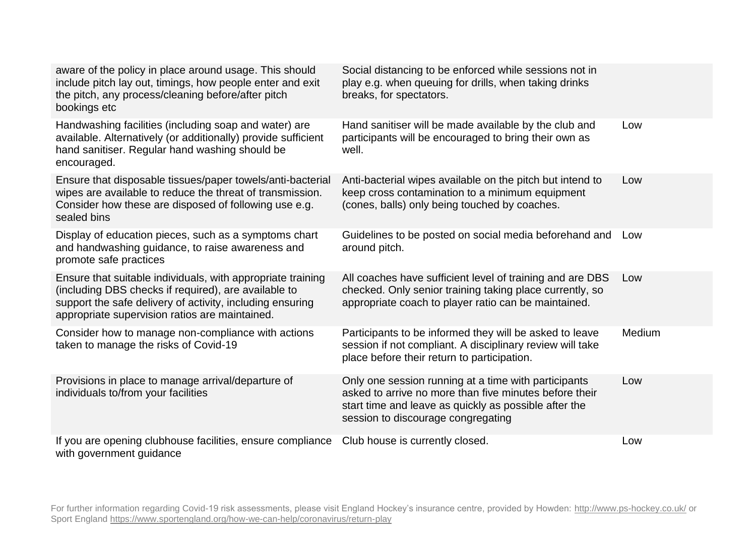| | | |
|---|---|---|
| aware of the policy in place around usage. This should include pitch lay out, timings, how people enter and exit the pitch, any process/cleaning before/after pitch bookings etc | Social distancing to be enforced while sessions not in play e.g. when queuing for drills, when taking drinks breaks, for spectators. | |
| Handwashing facilities (including soap and water) are available. Alternatively (or additionally) provide sufficient hand sanitiser. Regular hand washing should be encouraged. | Hand sanitiser will be made available by the club and participants will be encouraged to bring their own as well. | Low |
| Ensure that disposable tissues/paper towels/anti-bacterial wipes are available to reduce the threat of transmission. Consider how these are disposed of following use e.g. sealed bins | Anti-bacterial wipes available on the pitch but intend to keep cross contamination to a minimum equipment (cones, balls) only being touched by coaches. | Low |
| Display of education pieces, such as a symptoms chart and handwashing guidance, to raise awareness and promote safe practices | Guidelines to be posted on social media beforehand and around pitch. | Low |
| Ensure that suitable individuals, with appropriate training (including DBS checks if required), are available to support the safe delivery of activity, including ensuring appropriate supervision ratios are maintained. | All coaches have sufficient level of training and are DBS checked. Only senior training taking place currently, so appropriate coach to player ratio can be maintained. | Low |
| Consider how to manage non-compliance with actions taken to manage the risks of Covid-19 | Participants to be informed they will be asked to leave session if not compliant. A disciplinary review will take place before their return to participation. | Medium |
| Provisions in place to manage arrival/departure of individuals to/from your facilities | Only one session running at a time with participants asked to arrive no more than five minutes before their start time and leave as quickly as possible after the session to discourage congregating | Low |
| If you are opening clubhouse facilities, ensure compliance with government guidance | Club house is currently closed. | Low |

For further information regarding Covid-19 risk assessments, please visit England Hockey's insurance centre, provided by Howden: http://www.ps-hockey.co.uk/ or Sport England https://www.sportengland.org/how-we-can-help/coronavirus/return-play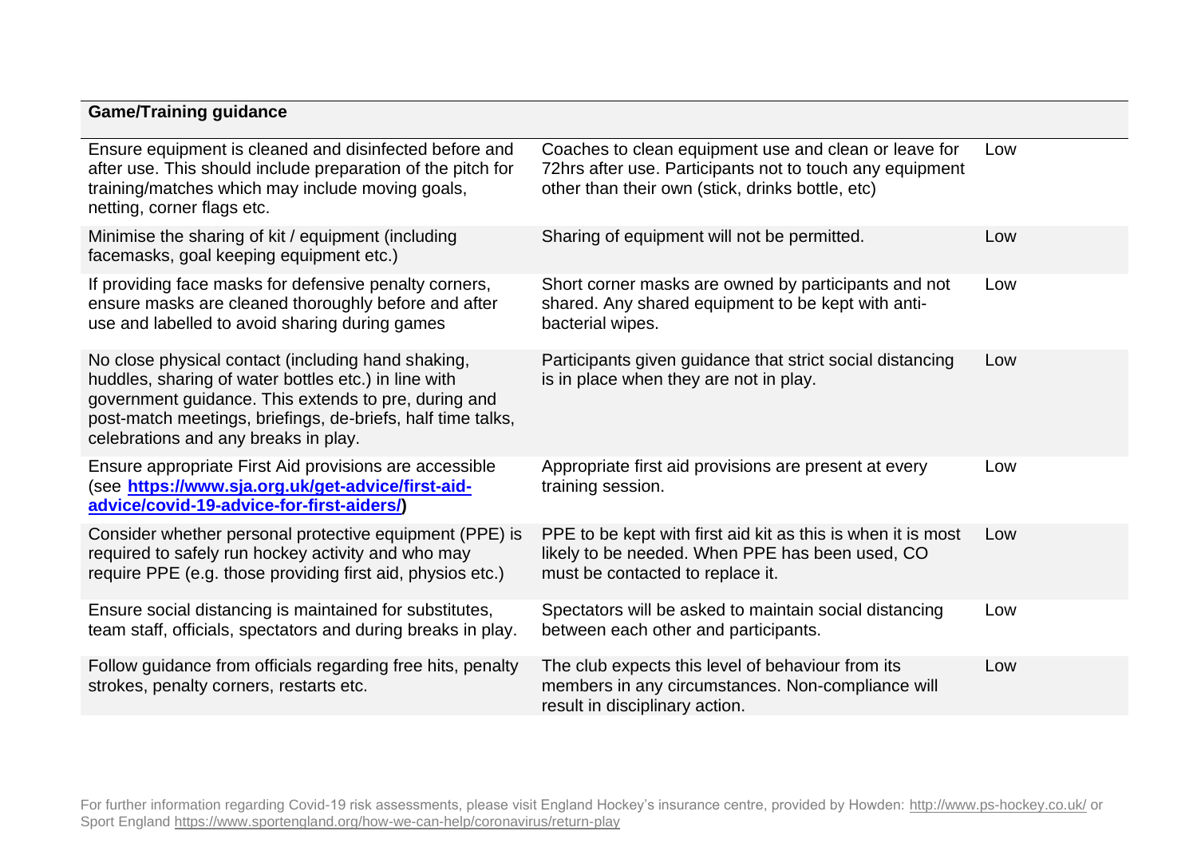| Game/Training guidance | | |
|---|---|---|
| Ensure equipment is cleaned and disinfected before and after use. This should include preparation of the pitch for training/matches which may include moving goals, netting, corner flags etc. | Coaches to clean equipment use and clean or leave for 72hrs after use. Participants not to touch any equipment other than their own (stick, drinks bottle, etc) | Low |
| Minimise the sharing of kit / equipment (including facemasks, goal keeping equipment etc.) | Sharing of equipment will not be permitted. | Low |
| If providing face masks for defensive penalty corners, ensure masks are cleaned thoroughly before and after use and labelled to avoid sharing during games | Short corner masks are owned by participants and not shared. Any shared equipment to be kept with anti-bacterial wipes. | Low |
| No close physical contact (including hand shaking, huddles, sharing of water bottles etc.) in line with government guidance. This extends to pre, during and post-match meetings, briefings, de-briefs, half time talks, celebrations and any breaks in play. | Participants given guidance that strict social distancing is in place when they are not in play. | Low |
| Ensure appropriate First Aid provisions are accessible (see **https://www.sja.org.uk/get-advice/first-aid-advice/covid-19-advice-for-first-aiders/**) | Appropriate first aid provisions are present at every training session. | Low |
| Consider whether personal protective equipment (PPE) is required to safely run hockey activity and who may require PPE (e.g. those providing first aid, physios etc.) | PPE to be kept with first aid kit as this is when it is most likely to be needed. When PPE has been used, CO must be contacted to replace it. | Low |
| Ensure social distancing is maintained for substitutes, team staff, officials, spectators and during breaks in play. | Spectators will be asked to maintain social distancing between each other and participants. | Low |
| Follow guidance from officials regarding free hits, penalty strokes, penalty corners, restarts etc. | The club expects this level of behaviour from its members in any circumstances. Non-compliance will result in disciplinary action. | Low |

For further information regarding Covid-19 risk assessments, please visit England Hockey's insurance centre, provided by Howden: http://www.ps-hockey.co.uk/ or Sport England https://www.sportengland.org/how-we-can-help/coronavirus/return-play